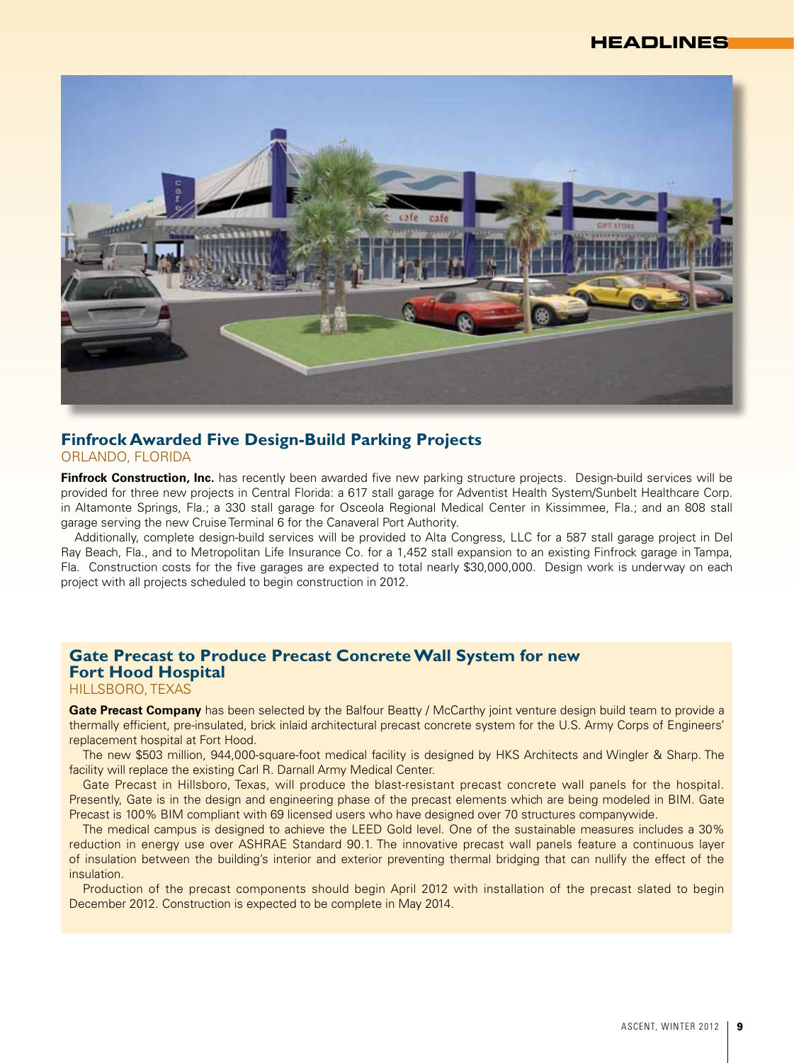## Finfrock Awarded Five Design-Build Parking Projects

ORLANDO, FLORIDA

**Finfrock Construction, Inc.** has recently been awarded five new parking structure projects. Design-build services will be provided for three new projects in Central Florida: a 617 stall garage for Adventist Health System/Sunbelt Healthcare Corp. in Altamonte Springs, Fla.; a 330 stall garage for Osceola Regional Medical Center in Kissimmee, Fla.; and an 808 stall garage serving the new Cruise Terminal 6 for the Canaveral Port Authority.

Additionally, complete design-build services will be provided to Alta Congress, LLC for a 587 stall garage project in Del Ray Beach, Fla., and to Metropolitan Life Insurance Co. for a 1,452 stall expansion to an existing Finfrock garage in Tampa, Fla. Construction costs for the five garages are expected to total nearly $30,000,000. Design work is underway on each project with all projects scheduled to begin construction in 2012.

## Gate Precast to Produce Precast Concrete Wall System for new Fort Hood Hospital

HILLSBORO, TEXAS

**Gate Precast Company** has been selected by the Balfour Beatty / McCarthy joint venture design build team to provide a thermally efficient, pre-insulated, brick inlaid architectural precast concrete system for the U.S. Army Corps of Engineers' replacement hospital at Fort Hood.

The new $503 million, 944,000-square-foot medical facility is designed by HKS Architects and Wingler & Sharp. The facility will replace the existing Carl R. Darnall Army Medical Center.

Gate Precast in Hillsboro, Texas, will produce the blast-resistant precast concrete wall panels for the hospital. Presently, Gate is in the design and engineering phase of the precast elements which are being modeled in BIM. Gate Precast is 100% BIM compliant with 69 licensed users who have designed over 70 structures companywide.

The medical campus is designed to achieve the LEED Gold level. One of the sustainable measures includes a 30% reduction in energy use over ASHRAE Standard 90.1. The innovative precast wall panels feature a continuous layer of insulation between the building's interior and exterior preventing thermal bridging that can nullify the effect of the insulation.

Production of the precast components should begin April 2012 with installation of the precast slated to begin December 2012. Construction is expected to be complete in May 2014.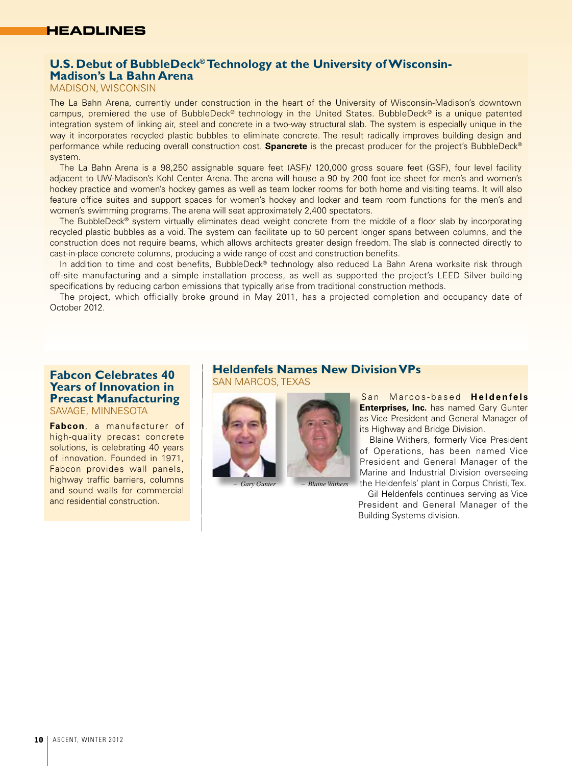# HEADLINES

## U.S. Debut of BubbleDeck® Technology at the University of Wisconsin-Madison's La Bahn Arena

MADISON, WISCONSIN

The La Bahn Arena, currently under construction in the heart of the University of Wisconsin-Madison's downtown campus, premiered the use of BubbleDeck® technology in the United States. BubbleDeck® is a unique patented integration system of linking air, steel and concrete in a two-way structural slab. The system is especially unique in the way it incorporates recycled plastic bubbles to eliminate concrete. The result radically improves building design and performance while reducing overall construction cost. **Spancrete** is the precast producer for the project's BubbleDeck® system.

The La Bahn Arena is a 98,250 assignable square feet (ASF)/ 120,000 gross square feet (GSF), four level facility adjacent to UW-Madison's Kohl Center Arena. The arena will house a 90 by 200 foot ice sheet for men's and women's hockey practice and women's hockey games as well as team locker rooms for both home and visiting teams. It will also feature office suites and support spaces for women's hockey and locker and team room functions for the men's and women's swimming programs. The arena will seat approximately 2,400 spectators.

The BubbleDeck® system virtually eliminates dead weight concrete from the middle of a floor slab by incorporating recycled plastic bubbles as a void. The system can facilitate up to 50 percent longer spans between columns, and the construction does not require beams, which allows architects greater design freedom. The slab is connected directly to cast-in-place concrete columns, producing a wide range of cost and construction benefits.

In addition to time and cost benefits, BubbleDeck® technology also reduced La Bahn Arena worksite risk through off-site manufacturing and a simple installation process, as well as supported the project's LEED Silver building specifications by reducing carbon emissions that typically arise from traditional construction methods.

The project, which officially broke ground in May 2011, has a projected completion and occupancy date of October 2012.

## Fabcon Celebrates 40 Years of Innovation in Precast Manufacturing

SAVAGE, MINNESOTA

**Fabcon**, a manufacturer of high-quality precast concrete solutions, is celebrating 40 years of innovation. Founded in 1971, Fabcon provides wall panels, highway traffic barriers, columns and sound walls for commercial and residential construction.

## Heldenfels Names New Division VPs

SAN MARCOS, TEXAS

– *Gary Gunter*

– *Blaine Withers*

San Marcos-based **Heldenfels Enterprises, Inc.** has named Gary Gunter as Vice President and General Manager of its Highway and Bridge Division.

Blaine Withers, formerly Vice President of Operations, has been named Vice President and General Manager of the Marine and Industrial Division overseeing the Heldenfels' plant in Corpus Christi, Tex.

Gil Heldenfels continues serving as Vice President and General Manager of the Building Systems division.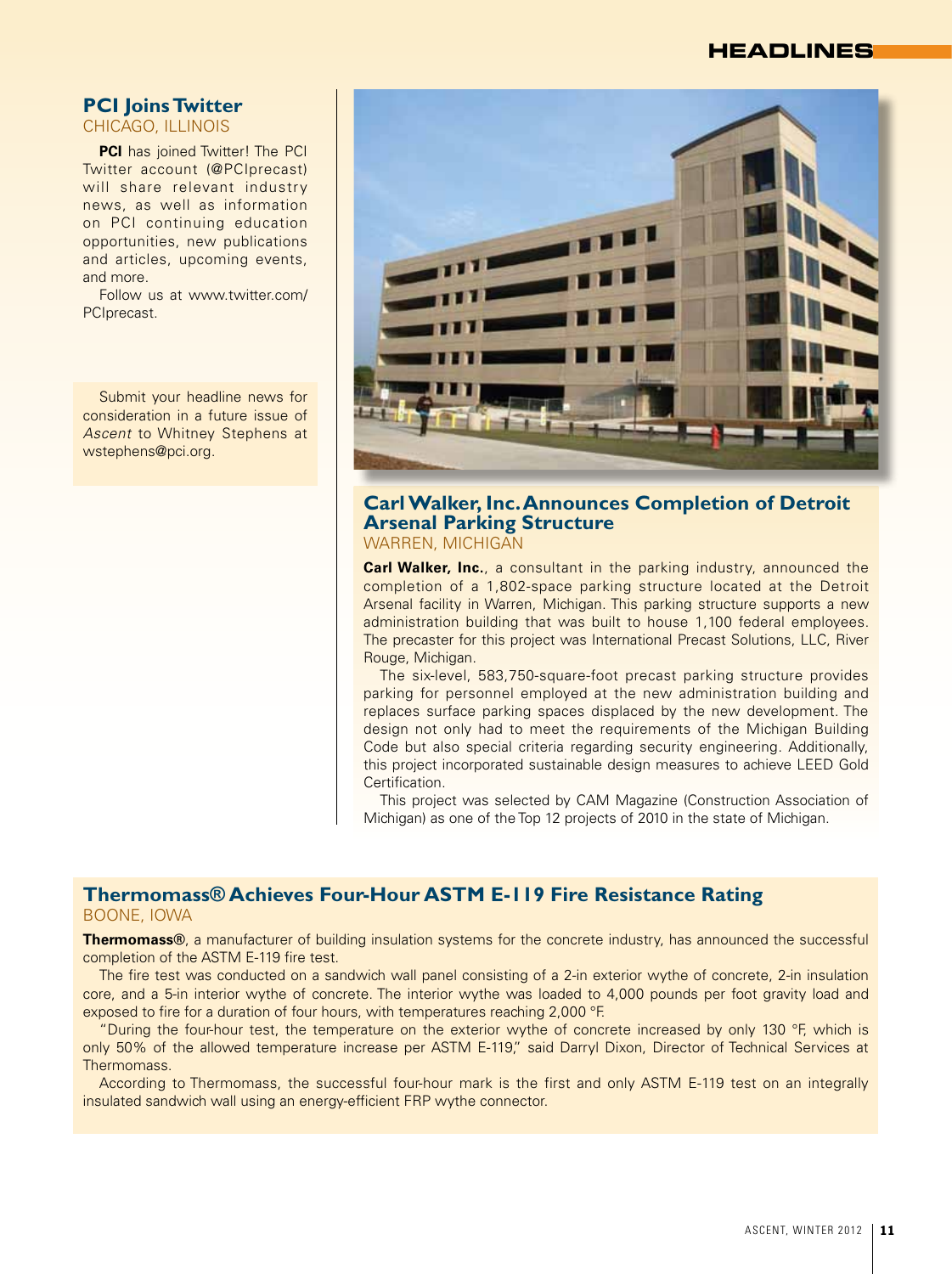## PCI Joins Twitter

CHICAGO, ILLINOIS

**PCI** has joined Twitter! The PCI Twitter account (@PCIprecast) will share relevant industry news, as well as information on PCI continuing education opportunities, new publications and articles, upcoming events, and more.

Follow us at www.twitter.com/PCIprecast.

Submit your headline news for consideration in a future issue of *Ascent* to Whitney Stephens at wstephens@pci.org.

## Carl Walker, Inc. Announces Completion of Detroit Arsenal Parking Structure

WARREN, MICHIGAN

**Carl Walker, Inc.**, a consultant in the parking industry, announced the completion of a 1,802-space parking structure located at the Detroit Arsenal facility in Warren, Michigan. This parking structure supports a new administration building that was built to house 1,100 federal employees. The precaster for this project was International Precast Solutions, LLC, River Rouge, Michigan.

The six-level, 583,750-square-foot precast parking structure provides parking for personnel employed at the new administration building and replaces surface parking spaces displaced by the new development. The design not only had to meet the requirements of the Michigan Building Code but also special criteria regarding security engineering. Additionally, this project incorporated sustainable design measures to achieve LEED Gold Certification.

This project was selected by CAM Magazine (Construction Association of Michigan) as one of the Top 12 projects of 2010 in the state of Michigan.

## Thermomass® Achieves Four-Hour ASTM E-119 Fire Resistance Rating

BOONE, IOWA

**Thermomass®**, a manufacturer of building insulation systems for the concrete industry, has announced the successful completion of the ASTM E-119 fire test.

The fire test was conducted on a sandwich wall panel consisting of a 2-in exterior wythe of concrete, 2-in insulation core, and a 5-in interior wythe of concrete. The interior wythe was loaded to 4,000 pounds per foot gravity load and exposed to fire for a duration of four hours, with temperatures reaching 2,000 °F.

"During the four-hour test, the temperature on the exterior wythe of concrete increased by only 130 °F, which is only 50% of the allowed temperature increase per ASTM E-119," said Darryl Dixon, Director of Technical Services at Thermomass.

According to Thermomass, the successful four-hour mark is the first and only ASTM E-119 test on an integrally insulated sandwich wall using an energy-efficient FRP wythe connector.